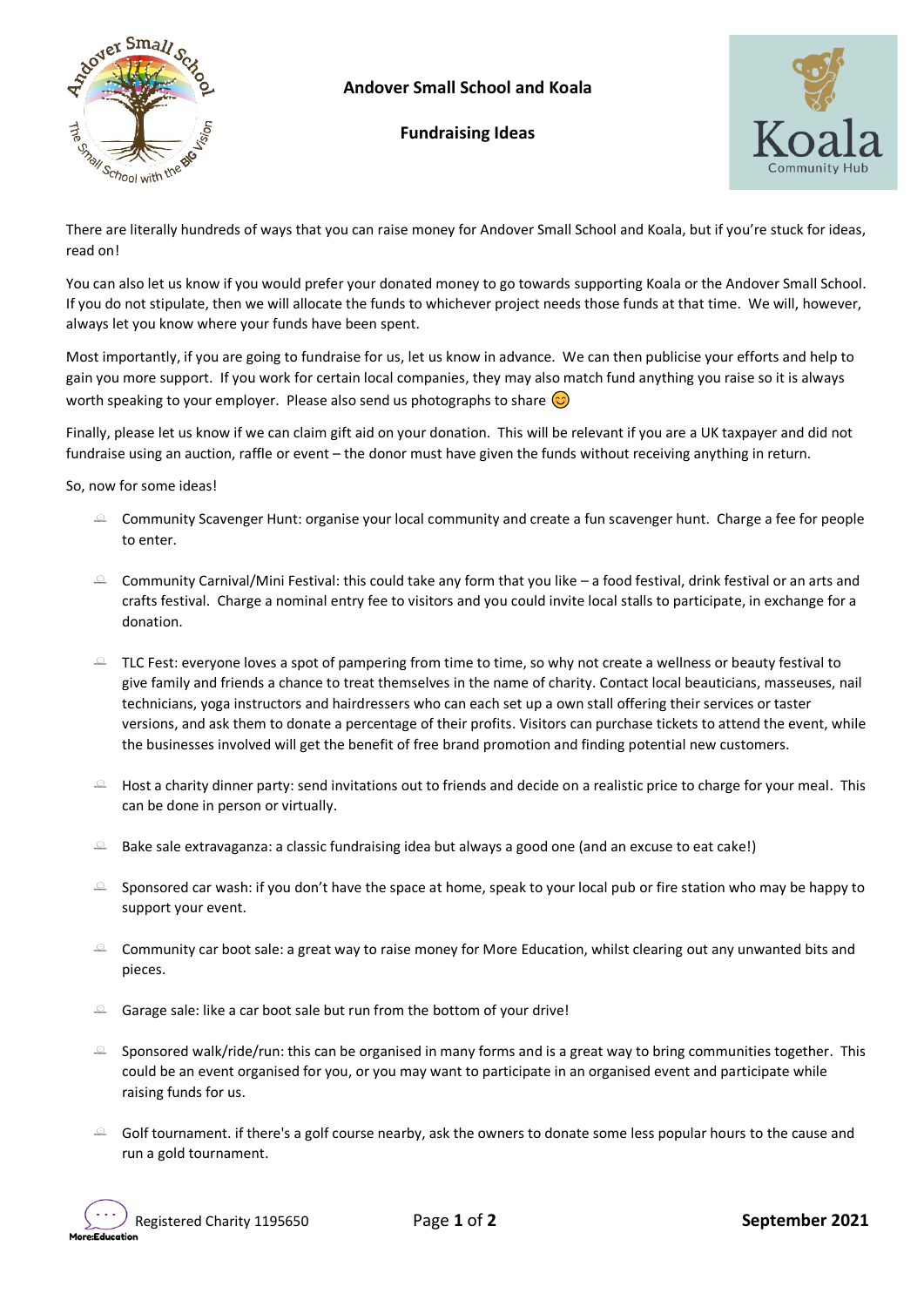# Andover Small School and Koala

## Fundraising Ideas

There are literally hundreds of ways that you can raise money for Andover Small School and Koala, but if you're stuck for ideas, read on!

You can also let us know if you would prefer your donated money to go towards supporting Koala or the Andover Small School. If you do not stipulate, then we will allocate the funds to whichever project needs those funds at that time. We will, however, always let you know where your funds have been spent.

Most importantly, if you are going to fundraise for us, let us know in advance. We can then publicise your efforts and help to gain you more support. If you work for certain local companies, they may also match fund anything you raise so it is always worth speaking to your employer. Please also send us photographs to share 😊

Finally, please let us know if we can claim gift aid on your donation. This will be relevant if you are a UK taxpayer and did not fundraise using an auction, raffle or event – the donor must have given the funds without receiving anything in return.

So, now for some ideas!

- Community Scavenger Hunt: organise your local community and create a fun scavenger hunt. Charge a fee for people to enter.
- Community Carnival/Mini Festival: this could take any form that you like – a food festival, drink festival or an arts and crafts festival. Charge a nominal entry fee to visitors and you could invite local stalls to participate, in exchange for a donation.
- TLC Fest: everyone loves a spot of pampering from time to time, so why not create a wellness or beauty festival to give family and friends a chance to treat themselves in the name of charity. Contact local beauticians, masseuses, nail technicians, yoga instructors and hairdressers who can each set up a own stall offering their services or taster versions, and ask them to donate a percentage of their profits. Visitors can purchase tickets to attend the event, while the businesses involved will get the benefit of free brand promotion and finding potential new customers.
- Host a charity dinner party: send invitations out to friends and decide on a realistic price to charge for your meal. This can be done in person or virtually.
- Bake sale extravaganza: a classic fundraising idea but always a good one (and an excuse to eat cake!)
- Sponsored car wash: if you don't have the space at home, speak to your local pub or fire station who may be happy to support your event.
- Community car boot sale: a great way to raise money for More Education, whilst clearing out any unwanted bits and pieces.
- Garage sale: like a car boot sale but run from the bottom of your drive!
- Sponsored walk/ride/run: this can be organised in many forms and is a great way to bring communities together. This could be an event organised for you, or you may want to participate in an organised event and participate while raising funds for us.
- Golf tournament. if there's a golf course nearby, ask the owners to donate some less popular hours to the cause and run a gold tournament.

Registered Charity 1195650

September 2021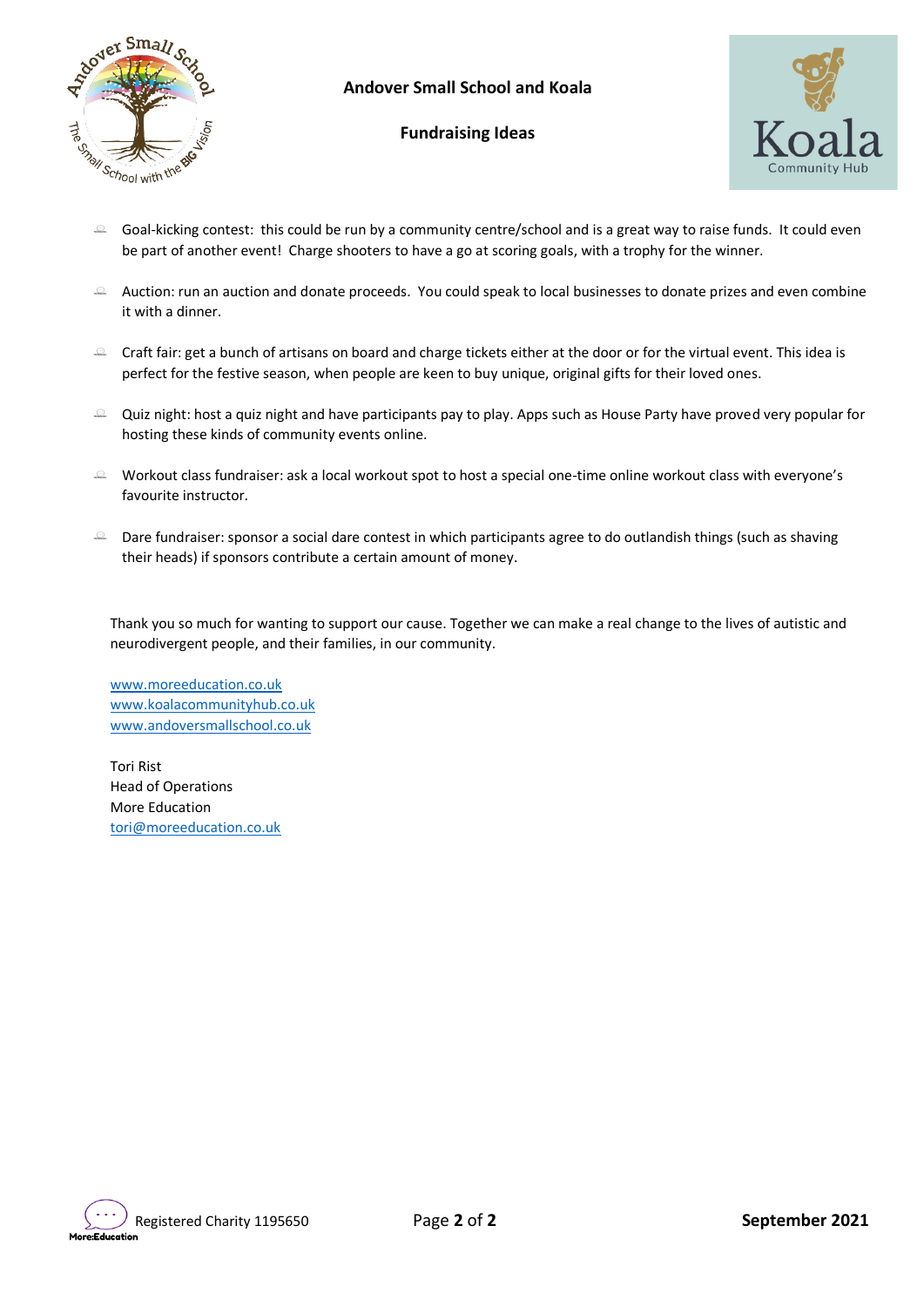**Andover Small School and Koala**

**Fundraising Ideas**

- Goal-kicking contest: this could be run by a community centre/school and is a great way to raise funds. It could even be part of another event! Charge shooters to have a go at scoring goals, with a trophy for the winner.
- Auction: run an auction and donate proceeds. You could speak to local businesses to donate prizes and even combine it with a dinner.
- Craft fair: get a bunch of artisans on board and charge tickets either at the door or for the virtual event. This idea is perfect for the festive season, when people are keen to buy unique, original gifts for their loved ones.
- Quiz night: host a quiz night and have participants pay to play. Apps such as House Party have proved very popular for hosting these kinds of community events online.
- Workout class fundraiser: ask a local workout spot to host a special one-time online workout class with everyone's favourite instructor.
- Dare fundraiser: sponsor a social dare contest in which participants agree to do outlandish things (such as shaving their heads) if sponsors contribute a certain amount of money.

Thank you so much for wanting to support our cause. Together we can make a real change to the lives of autistic and neurodivergent people, and their families, in our community.

www.moreeducation.co.uk
www.koalacommunityhub.co.uk
www.andoversmallschool.co.uk

Tori Rist
Head of Operations
More Education
tori@moreeducation.co.uk

Registered Charity 1195650

September 2021